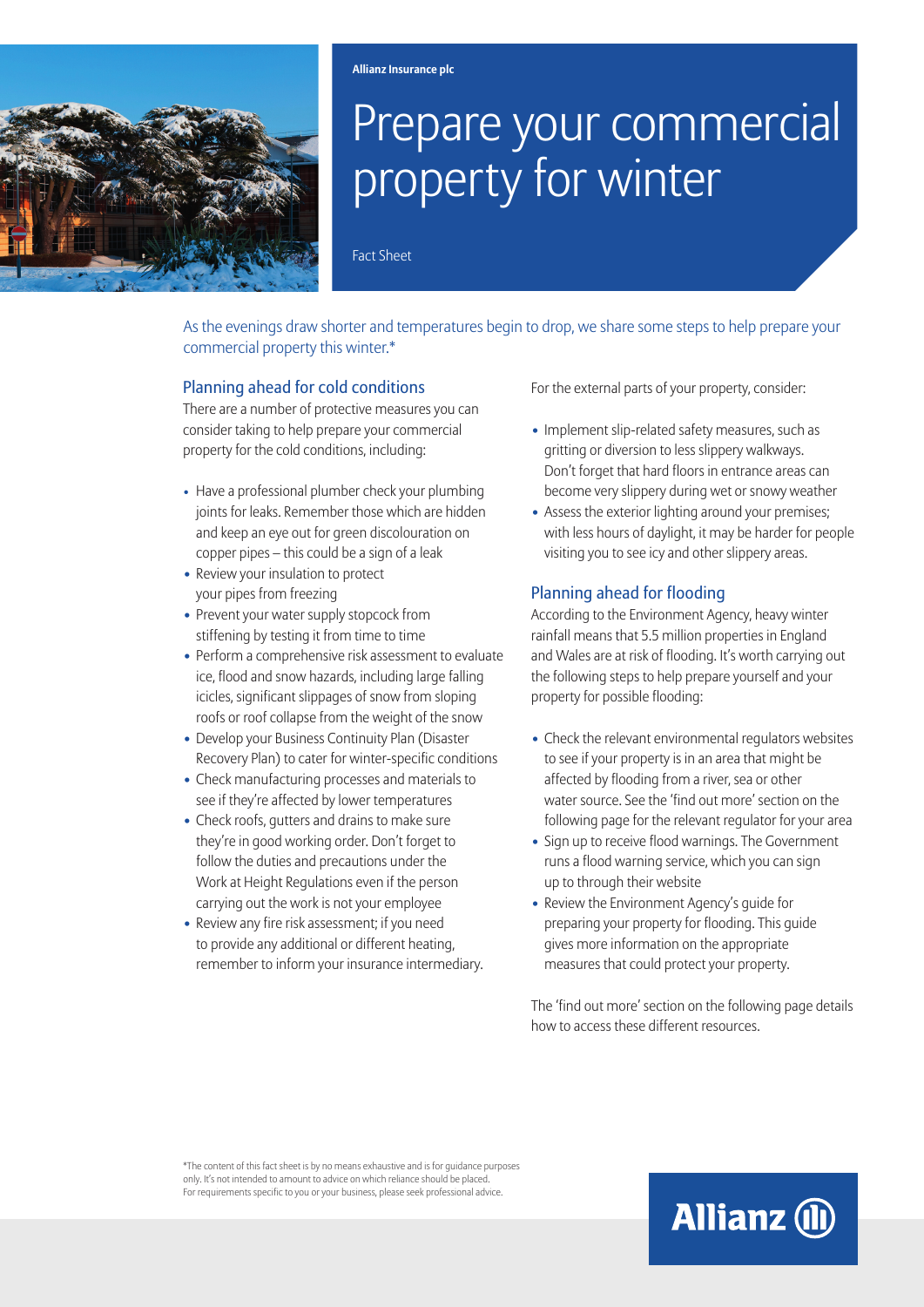**Allianz Insurance plc**

# Prepare your commercial property for winter

Fact Sheet

As the evenings draw shorter and temperatures begin to drop, we share some steps to help prepare your commercial property this winter.*

## Planning ahead for cold conditions

There are a number of protective measures you can consider taking to help prepare your commercial property for the cold conditions, including:

- Have a professional plumber check your plumbing joints for leaks. Remember those which are hidden and keep an eye out for green discolouration on copper pipes – this could be a sign of a leak
- Review your insulation to protect your pipes from freezing
- Prevent your water supply stopcock from stiffening by testing it from time to time
- Perform a comprehensive risk assessment to evaluate ice, flood and snow hazards, including large falling icicles, significant slippages of snow from sloping roofs or roof collapse from the weight of the snow
- Develop your Business Continuity Plan (Disaster Recovery Plan) to cater for winter-specific conditions
- Check manufacturing processes and materials to see if they're affected by lower temperatures
- Check roofs, gutters and drains to make sure they're in good working order. Don't forget to follow the duties and precautions under the Work at Height Regulations even if the person carrying out the work is not your employee
- Review any fire risk assessment; if you need to provide any additional or different heating, remember to inform your insurance intermediary.

For the external parts of your property, consider:

- Implement slip-related safety measures, such as gritting or diversion to less slippery walkways. Don't forget that hard floors in entrance areas can become very slippery during wet or snowy weather
- Assess the exterior lighting around your premises; with less hours of daylight, it may be harder for people visiting you to see icy and other slippery areas.

## Planning ahead for flooding

According to the Environment Agency, heavy winter rainfall means that 5.5 million properties in England and Wales are at risk of flooding. It's worth carrying out the following steps to help prepare yourself and your property for possible flooding:

- Check the relevant environmental regulators websites to see if your property is in an area that might be affected by flooding from a river, sea or other water source. See the 'find out more' section on the following page for the relevant regulator for your area
- Sign up to receive flood warnings. The Government runs a flood warning service, which you can sign up to through their website
- Review the Environment Agency's guide for preparing your property for flooding. This guide gives more information on the appropriate measures that could protect your property.

The 'find out more' section on the following page details how to access these different resources.

*The content of this fact sheet is by no means exhaustive and is for guidance purposes only. It's not intended to amount to advice on which reliance should be placed. For requirements specific to you or your business, please seek professional advice.

Allianz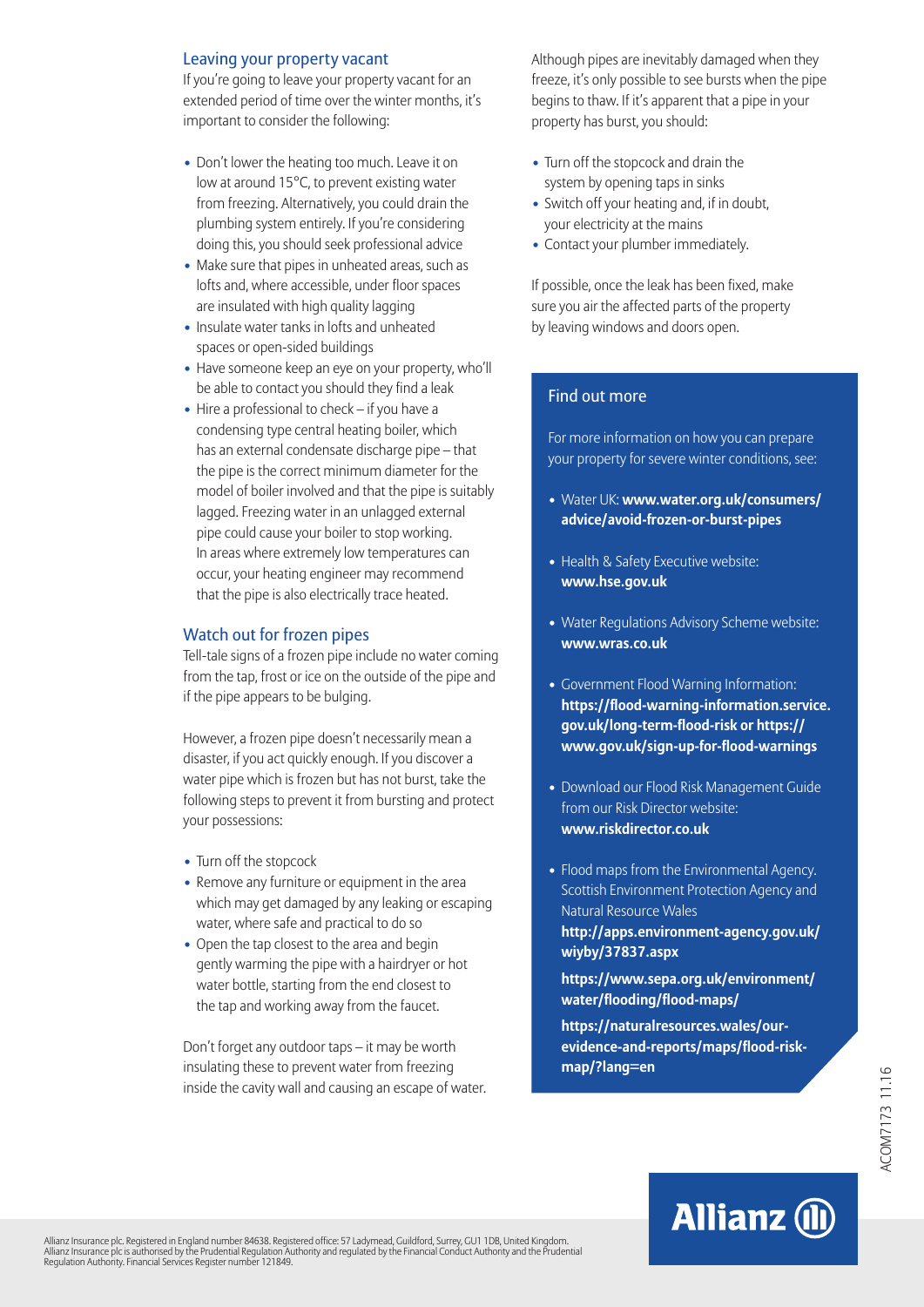## Leaving your property vacant

If you're going to leave your property vacant for an extended period of time over the winter months, it's important to consider the following:

- Don't lower the heating too much. Leave it on low at around 15°C, to prevent existing water from freezing. Alternatively, you could drain the plumbing system entirely. If you're considering doing this, you should seek professional advice
- Make sure that pipes in unheated areas, such as lofts and, where accessible, under floor spaces are insulated with high quality lagging
- Insulate water tanks in lofts and unheated spaces or open-sided buildings
- Have someone keep an eye on your property, who'll be able to contact you should they find a leak
- Hire a professional to check – if you have a condensing type central heating boiler, which has an external condensate discharge pipe – that the pipe is the correct minimum diameter for the model of boiler involved and that the pipe is suitably lagged. Freezing water in an unlagged external pipe could cause your boiler to stop working. In areas where extremely low temperatures can occur, your heating engineer may recommend that the pipe is also electrically trace heated.

## Watch out for frozen pipes

Tell-tale signs of a frozen pipe include no water coming from the tap, frost or ice on the outside of the pipe and if the pipe appears to be bulging.

However, a frozen pipe doesn't necessarily mean a disaster, if you act quickly enough. If you discover a water pipe which is frozen but has not burst, take the following steps to prevent it from bursting and protect your possessions:

- Turn off the stopcock
- Remove any furniture or equipment in the area which may get damaged by any leaking or escaping water, where safe and practical to do so
- Open the tap closest to the area and begin gently warming the pipe with a hairdryer or hot water bottle, starting from the end closest to the tap and working away from the faucet.

Don't forget any outdoor taps – it may be worth insulating these to prevent water from freezing inside the cavity wall and causing an escape of water.

Although pipes are inevitably damaged when they freeze, it's only possible to see bursts when the pipe begins to thaw. If it's apparent that a pipe in your property has burst, you should:

- Turn off the stopcock and drain the system by opening taps in sinks
- Switch off your heating and, if in doubt, your electricity at the mains
- Contact your plumber immediately.

If possible, once the leak has been fixed, make sure you air the affected parts of the property by leaving windows and doors open.

## Find out more

For more information on how you can prepare your property for severe winter conditions, see:

- Water UK: **www.water.org.uk/consumers/advice/avoid-frozen-or-burst-pipes**
- Health & Safety Executive website: **www.hse.gov.uk**
- Water Regulations Advisory Scheme website: **www.wras.co.uk**
- Government Flood Warning Information: **https://flood-warning-information.service.gov.uk/long-term-flood-risk or https://www.gov.uk/sign-up-for-flood-warnings**
- Download our Flood Risk Management Guide from our Risk Director website: **www.riskdirector.co.uk**
- Flood maps from the Environmental Agency. Scottish Environment Protection Agency and Natural Resource Wales **http://apps.environment-agency.gov.uk/wiyby/37837.aspx**

  **https://www.sepa.org.uk/environment/water/flooding/flood-maps/**

  **https://naturalresources.wales/our-evidence-and-reports/maps/flood-risk-map/?lang=en**

ACOM7173 11.16

Allianz

Allianz Insurance plc. Registered in England number 84638. Registered office: 57 Ladymead, Guildford, Surrey, GU1 1DB, United Kingdom.
Allianz Insurance plc is authorised by the Prudential Regulation Authority and regulated by the Financial Conduct Authority and the Prudential Regulation Authority. Financial Services Register number 121849.